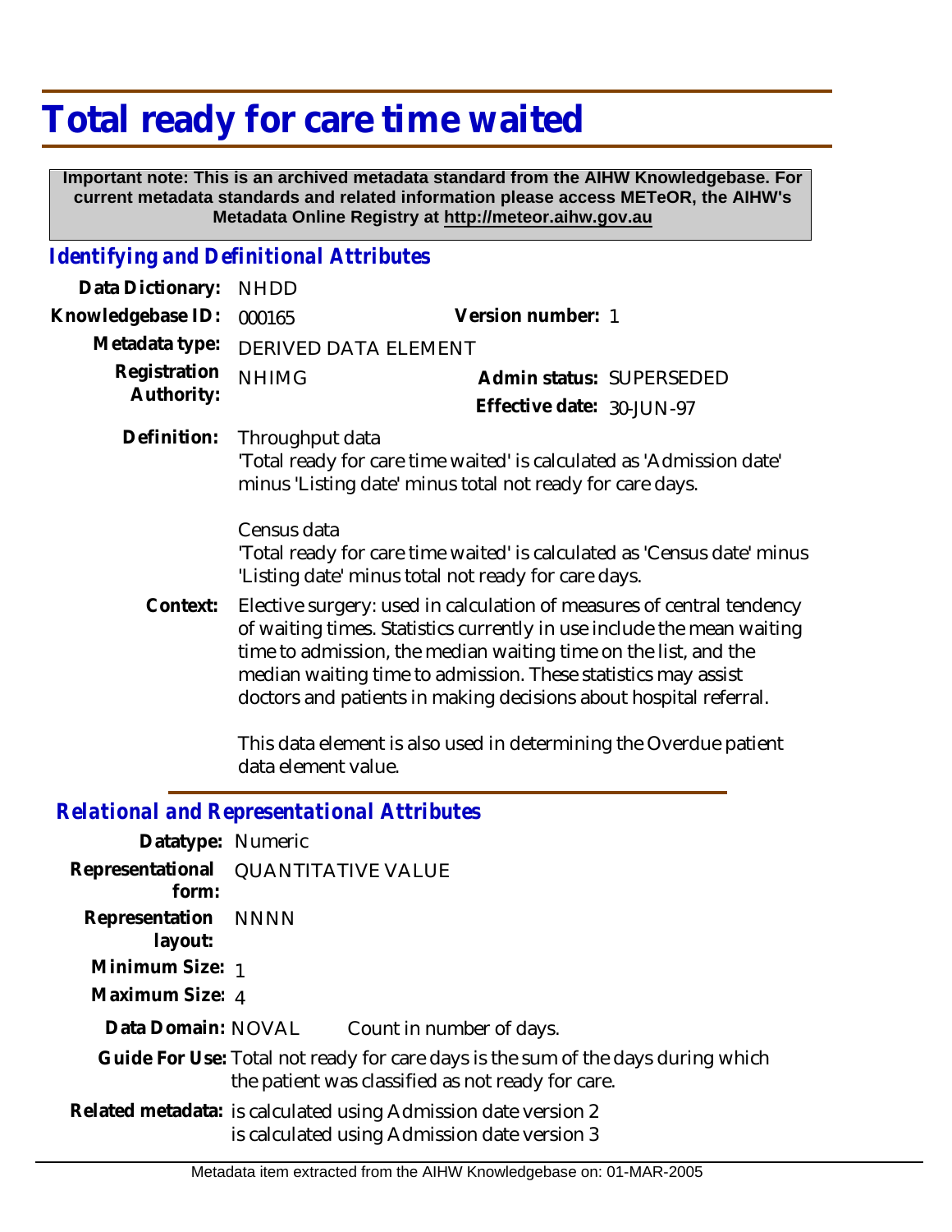# Total ready for care time waited

**Important note: This is an archived metadata standard from the AIHW Knowledgebase. For current metadata standards and related information please access METeOR, the AIHW's Metadata Online Registry at http://meteor.aihw.gov.au**

## *Identifying and Definitional Attributes*

**Data Dictionary:** NHDD

**Knowledgebase ID:** 000165 **Version number:** 1

**Metadata type:** DERIVED DATA ELEMENT

**Registration Authority:** NHIMG **Admin status:** SUPERSEDED

**Effective date:** 30-JUN-97

**Definition:** Throughput data
'Total ready for care time waited' is calculated as 'Admission date' minus 'Listing date' minus total not ready for care days.

Census data
'Total ready for care time waited' is calculated as 'Census date' minus 'Listing date' minus total not ready for care days.

**Context:** Elective surgery: used in calculation of measures of central tendency of waiting times. Statistics currently in use include the mean waiting time to admission, the median waiting time on the list, and the median waiting time to admission. These statistics may assist doctors and patients in making decisions about hospital referral.

This data element is also used in determining the Overdue patient data element value.

## *Relational and Representational Attributes*

**Datatype:** Numeric

**Representational form:** QUANTITATIVE VALUE

**Representation layout:** NNNN

**Minimum Size:** 1

**Maximum Size:** 4

**Data Domain:** NOVAL Count in number of days.

**Guide For Use:** Total not ready for care days is the sum of the days during which the patient was classified as not ready for care.

**Related metadata:** is calculated using Admission date version 2
is calculated using Admission date version 3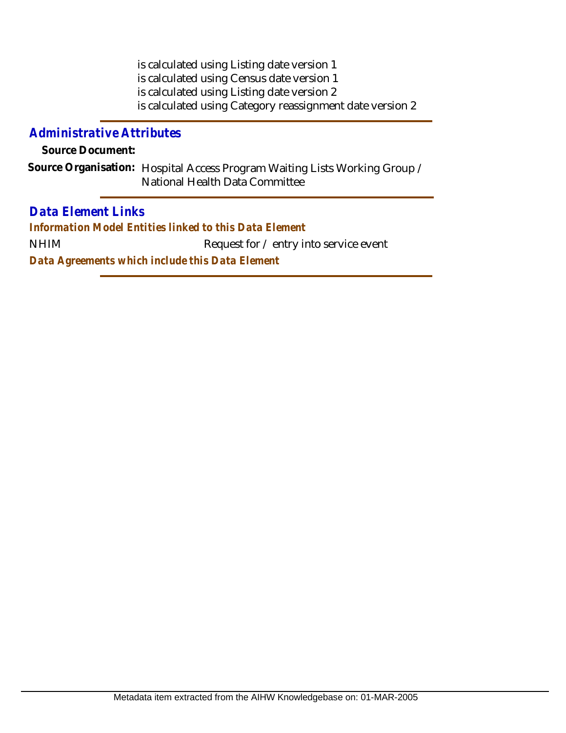is calculated using Listing date version 1
is calculated using Census date version 1
is calculated using Listing date version 2
is calculated using Category reassignment date version 2

## Administrative Attributes

**Source Document:**

**Source Organisation:** Hospital Access Program Waiting Lists Working Group / National Health Data Committee

## Data Element Links

***Information Model Entities linked to this Data Element***

NHIM Request for / entry into service event

***Data Agreements which include this Data Element***

Metadata item extracted from the AIHW Knowledgebase on: 01-MAR-2005